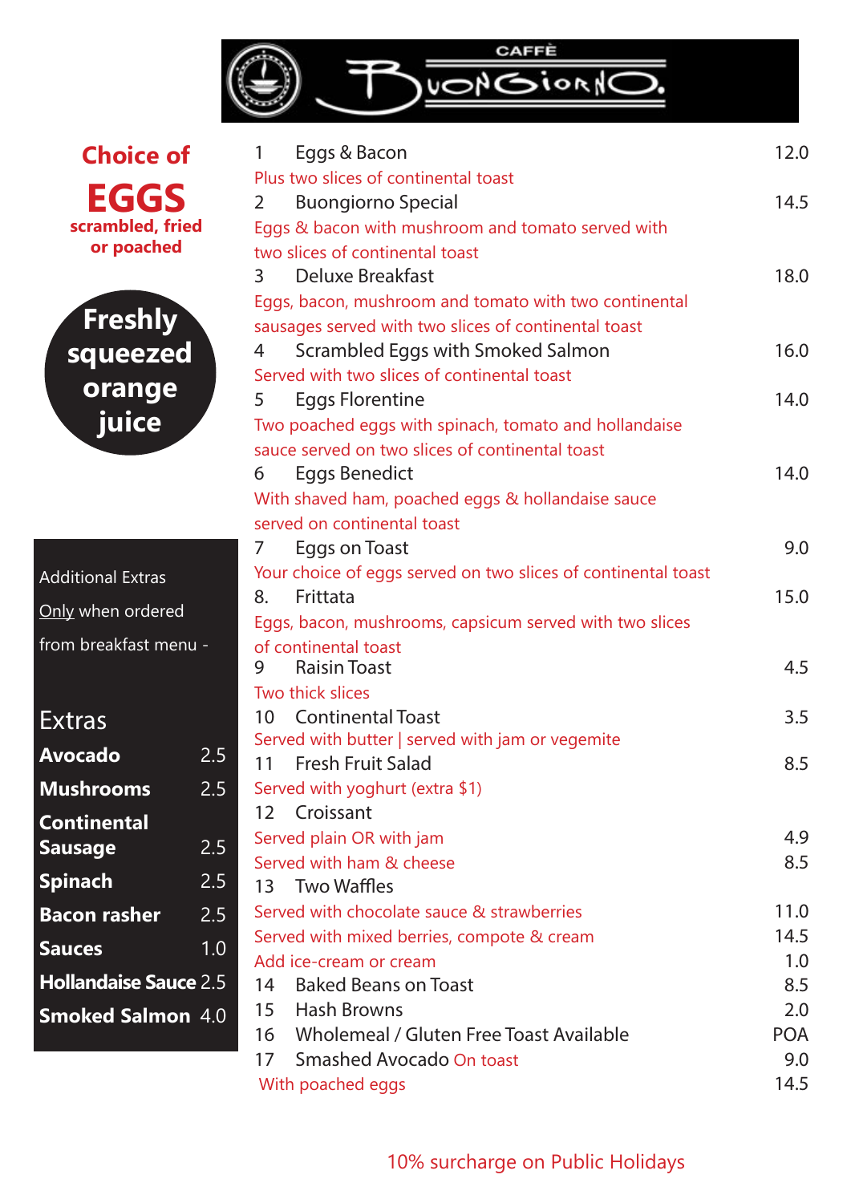# CAFFÈ BUONGIORNO

**Choice of EGGS**
**scrambled, fried or poached**

**Freshly squeezed orange juice**

| # | Item | Price |
|---|---|---|
| 1 | Eggs & Bacon<br>Plus two slices of continental toast | 12.0 |
| 2 | Buongiorno Special<br>Eggs & bacon with mushroom and tomato served with two slices of continental toast | 14.5 |
| 3 | Deluxe Breakfast<br>Eggs, bacon, mushroom and tomato with two continental sausages served with two slices of continental toast | 18.0 |
| 4 | Scrambled Eggs with Smoked Salmon<br>Served with two slices of continental toast | 16.0 |
| 5 | Eggs Florentine<br>Two poached eggs with spinach, tomato and hollandaise sauce served on two slices of continental toast | 14.0 |
| 6 | Eggs Benedict<br>With shaved ham, poached eggs & hollandaise sauce served on continental toast | 14.0 |
| 7 | Eggs on Toast<br>Your choice of eggs served on two slices of continental toast | 9.0 |
| 8. | Frittata<br>Eggs, bacon, mushrooms, capsicum served with two slices of continental toast | 15.0 |
| 9 | Raisin Toast<br>Two thick slices | 4.5 |
| 10 | Continental Toast<br>Served with butter \| served with jam or vegemite | 3.5 |
| 11 | Fresh Fruit Salad<br>Served with yoghurt (extra $1) | 8.5 |
| 12 | Croissant | |
| | Served plain OR with jam | 4.9 |
| | Served with ham & cheese | 8.5 |
| 13 | Two Waffles | |
| | Served with chocolate sauce & strawberries | 11.0 |
| | Served with mixed berries, compote & cream | 14.5 |
| | Add ice-cream or cream | 1.0 |
| 14 | Baked Beans on Toast | 8.5 |
| 15 | Hash Browns | 2.0 |
| 16 | Wholemeal / Gluten Free Toast Available | POA |
| 17 | Smashed Avocado On toast | 9.0 |
| | With poached eggs | 14.5 |

Additional Extras

Only when ordered from breakfast menu -

## Extras

| Item | Price |
|---|---|
| **Avocado** | 2.5 |
| **Mushrooms** | 2.5 |
| **Continental Sausage** | 2.5 |
| **Spinach** | 2.5 |
| **Bacon rasher** | 2.5 |
| **Sauces** | 1.0 |
| **Hollandaise Sauce** | 2.5 |
| **Smoked Salmon** | 4.0 |

10% surcharge on Public Holidays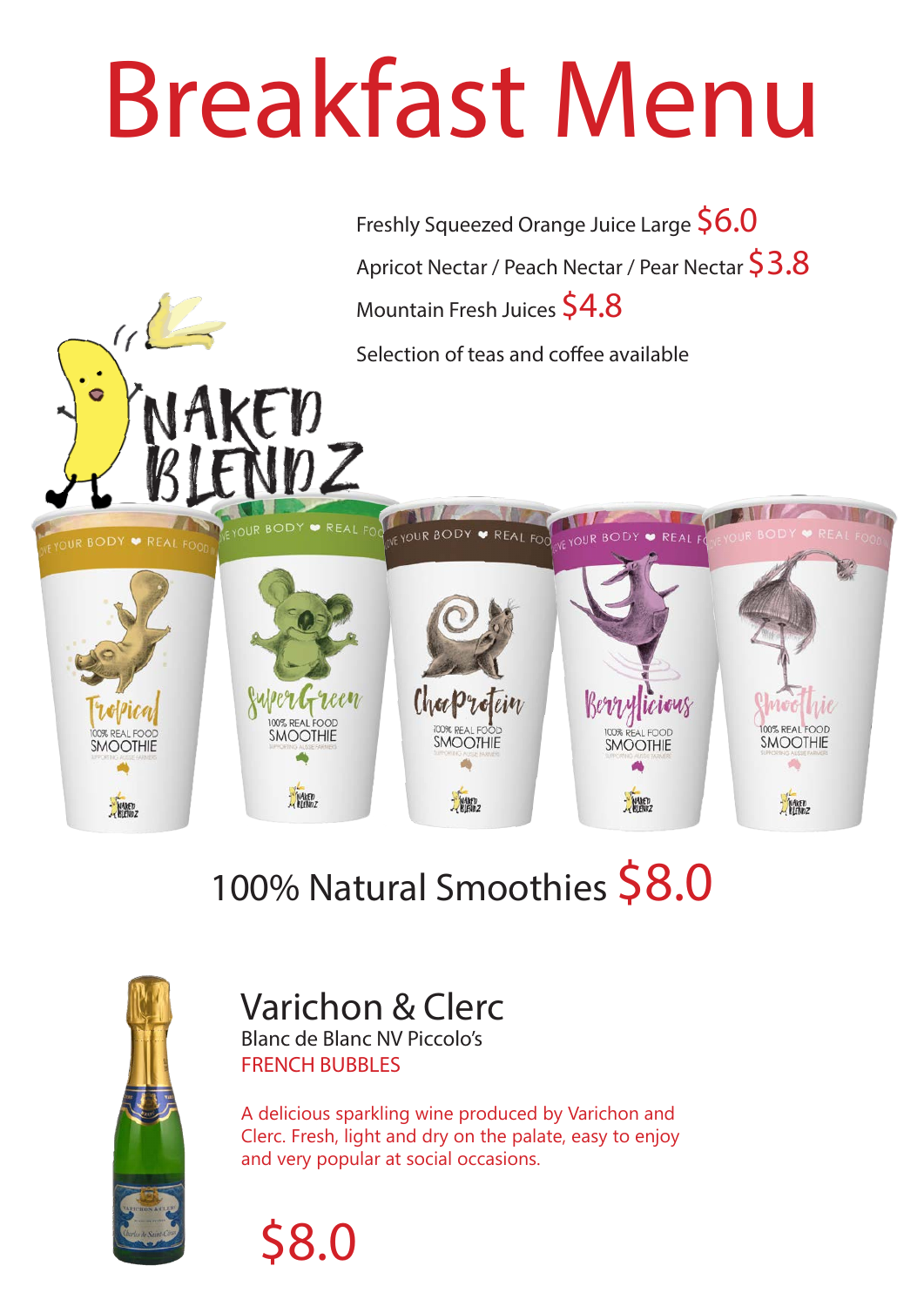# Breakfast Menu

Freshly Squeezed Orange Juice Large $6.0

Apricot Nectar / Peach Nectar / Pear Nectar $3.8

Mountain Fresh Juices $4.8

Selection of teas and coffee available

100% Natural Smoothies $8.0

## Varichon & Clerc

Blanc de Blanc NV Piccolo's

FRENCH BUBBLES

A delicious sparkling wine produced by Varichon and Clerc. Fresh, light and dry on the palate, easy to enjoy and very popular at social occasions.

$8.0